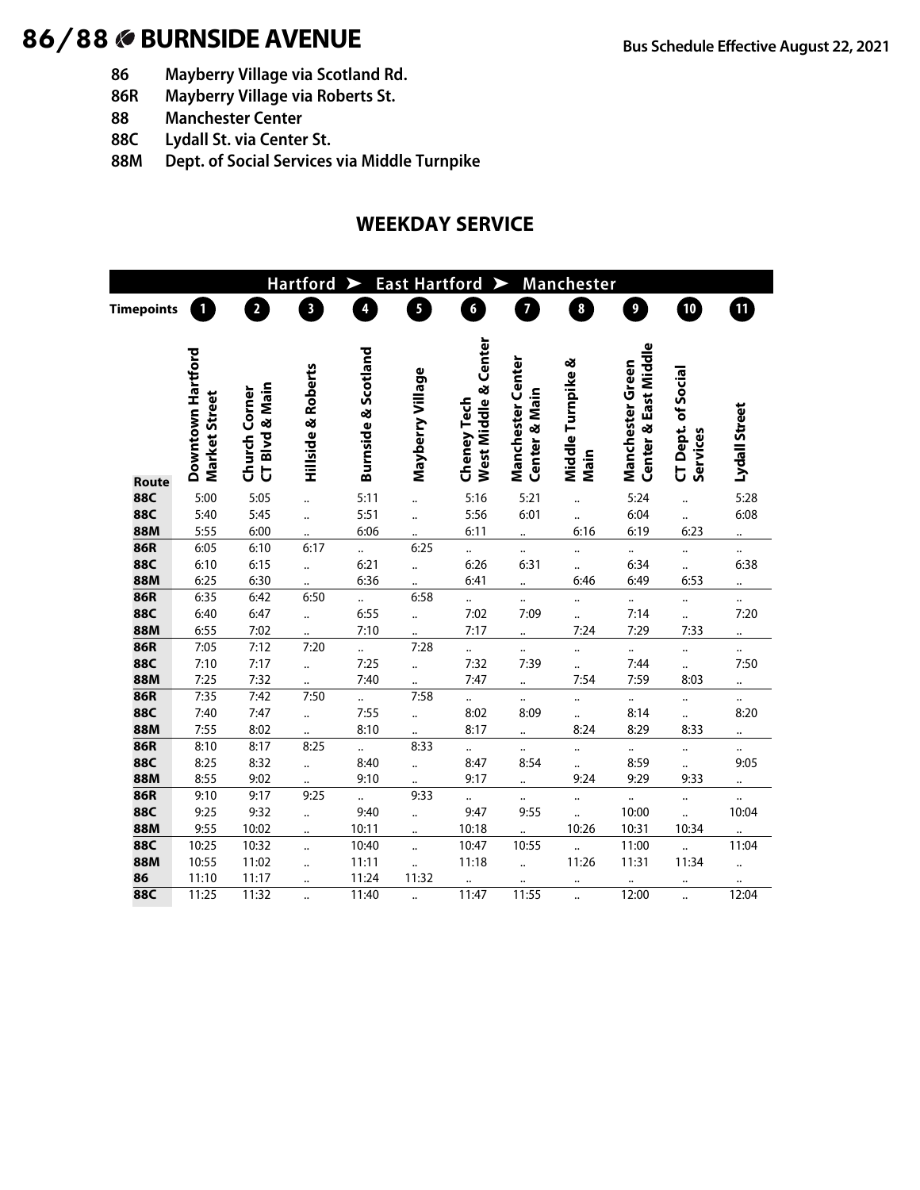# 86/88 BURNSIDE AVENUE

Bus Schedule Effective August 22, 2021

- **86** Mayberry Village via Scotland Rd.
- **86R** Mayberry Village via Roberts St.
- **88** Manchester Center
- **88C** Lydall St. via Center St.
- **88M** Dept. of Social Services via Middle Turnpike

## WEEKDAY SERVICE

Hartford ➤ East Hartford ➤ Manchester

| Timepoints | 1 | 2 | 3 | 4 | 5 | 6 | 7 | 8 | 9 | 10 | 11 |
|---|---|---|---|---|---|---|---|---|---|---|---|
| Route | Downtown Hartford Market Street | Church Corner CT Blvd & Main | Hillside & Roberts | Burnside & Scotland | Mayberry Village | Cheney Tech West Middle & Center | Manchester Center Center & Main | Middle Turnpike & Main | Manchester Green Center & East Middle | CT Dept. of Social Services | Lydall Street |
| 88C | 5:00 | 5:05 | .. | 5:11 | .. | 5:16 | 5:21 | .. | 5:24 | .. | 5:28 |
| 88C | 5:40 | 5:45 | .. | 5:51 | .. | 5:56 | 6:01 | .. | 6:04 | .. | 6:08 |
| 88M | 5:55 | 6:00 | .. | 6:06 | .. | 6:11 | .. | 6:16 | 6:19 | 6:23 | .. |
| 86R | 6:05 | 6:10 | 6:17 | .. | 6:25 | .. | .. | .. | .. | .. | .. |
| 88C | 6:10 | 6:15 | .. | 6:21 | .. | 6:26 | 6:31 | .. | 6:34 | .. | 6:38 |
| 88M | 6:25 | 6:30 | .. | 6:36 | .. | 6:41 | .. | 6:46 | 6:49 | 6:53 | .. |
| 86R | 6:35 | 6:42 | 6:50 | .. | 6:58 | .. | .. | .. | .. | .. | .. |
| 88C | 6:40 | 6:47 | .. | 6:55 | .. | 7:02 | 7:09 | .. | 7:14 | .. | 7:20 |
| 88M | 6:55 | 7:02 | .. | 7:10 | .. | 7:17 | .. | 7:24 | 7:29 | 7:33 | .. |
| 86R | 7:05 | 7:12 | 7:20 | .. | 7:28 | .. | .. | .. | .. | .. | .. |
| 88C | 7:10 | 7:17 | .. | 7:25 | .. | 7:32 | 7:39 | .. | 7:44 | .. | 7:50 |
| 88M | 7:25 | 7:32 | .. | 7:40 | .. | 7:47 | .. | 7:54 | 7:59 | 8:03 | .. |
| 86R | 7:35 | 7:42 | 7:50 | .. | 7:58 | .. | .. | .. | .. | .. | .. |
| 88C | 7:40 | 7:47 | .. | 7:55 | .. | 8:02 | 8:09 | .. | 8:14 | .. | 8:20 |
| 88M | 7:55 | 8:02 | .. | 8:10 | .. | 8:17 | .. | 8:24 | 8:29 | 8:33 | .. |
| 86R | 8:10 | 8:17 | 8:25 | .. | 8:33 | .. | .. | .. | .. | .. | .. |
| 88C | 8:25 | 8:32 | .. | 8:40 | .. | 8:47 | 8:54 | .. | 8:59 | .. | 9:05 |
| 88M | 8:55 | 9:02 | .. | 9:10 | .. | 9:17 | .. | 9:24 | 9:29 | 9:33 | .. |
| 86R | 9:10 | 9:17 | 9:25 | .. | 9:33 | .. | .. | .. | .. | .. | .. |
| 88C | 9:25 | 9:32 | .. | 9:40 | .. | 9:47 | 9:55 | .. | 10:00 | .. | 10:04 |
| 88M | 9:55 | 10:02 | .. | 10:11 | .. | 10:18 | .. | 10:26 | 10:31 | 10:34 | .. |
| 88C | 10:25 | 10:32 | .. | 10:40 | .. | 10:47 | 10:55 | .. | 11:00 | .. | 11:04 |
| 88M | 10:55 | 11:02 | .. | 11:11 | .. | 11:18 | .. | 11:26 | 11:31 | 11:34 | .. |
| 86 | 11:10 | 11:17 | .. | 11:24 | 11:32 | .. | .. | .. | .. | .. | .. |
| 88C | 11:25 | 11:32 | .. | 11:40 | .. | 11:47 | 11:55 | .. | 12:00 | .. | 12:04 |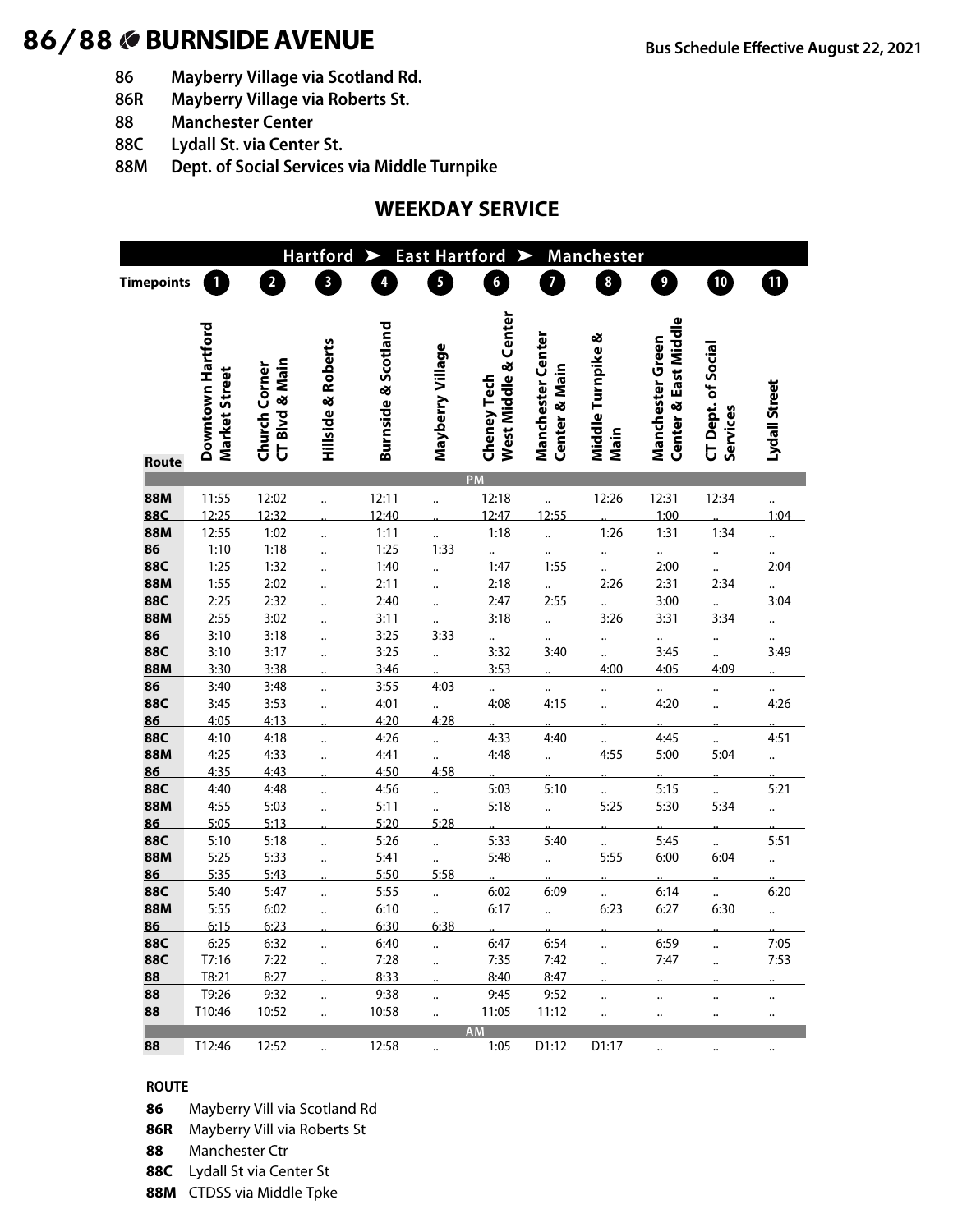# 86/88 BURNSIDE AVENUE

**Bus Schedule Effective August 22, 2021**

**86** Mayberry Village via Scotland Rd.
**86R** Mayberry Village via Roberts St.
**88** Manchester Center
**88C** Lydall St. via Center St.
**88M** Dept. of Social Services via Middle Turnpike

## WEEKDAY SERVICE

**Hartford ➤ East Hartford ➤ Manchester**

| Route | 1 Downtown Hartford Market Street | 2 Church Corner CT Blvd & Main | 3 Hillside & Roberts | 4 Burnside & Scotland | 5 Mayberry Village | 6 Cheney Tech West Middle & Center | 7 Manchester Center Center & Main | 8 Middle Turnpike & Main | 9 Manchester Green Center & East Middle | 10 CT Dept. of Social Services | 11 Lydall Street |
|---|---|---|---|---|---|---|---|---|---|---|---|
| | | | | | | PM | | | | | |
| 88M | 11:55 | 12:02 | .. | 12:11 | .. | 12:18 | .. | 12:26 | 12:31 | 12:34 | .. |
| 88C | 12:25 | 12:32 | .. | 12:40 | .. | 12:47 | 12:55 | .. | 1:00 | .. | 1:04 |
| 88M | 12:55 | 1:02 | .. | 1:11 | .. | 1:18 | .. | 1:26 | 1:31 | 1:34 | .. |
| 86 | 1:10 | 1:18 | .. | 1:25 | 1:33 | .. | .. | .. | .. | .. | .. |
| 88C | 1:25 | 1:32 | .. | 1:40 | .. | 1:47 | 1:55 | .. | 2:00 | .. | 2:04 |
| 88M | 1:55 | 2:02 | .. | 2:11 | .. | 2:18 | .. | 2:26 | 2:31 | 2:34 | .. |
| 88C | 2:25 | 2:32 | .. | 2:40 | .. | 2:47 | 2:55 | .. | 3:00 | .. | 3:04 |
| 88M | 2:55 | 3:02 | .. | 3:11 | .. | 3:18 | .. | 3:26 | 3:31 | 3:34 | .. |
| 86 | 3:10 | 3:18 | .. | 3:25 | 3:33 | .. | .. | .. | .. | .. | .. |
| 88C | 3:10 | 3:17 | .. | 3:25 | .. | 3:32 | 3:40 | .. | 3:45 | .. | 3:49 |
| 88M | 3:30 | 3:38 | .. | 3:46 | .. | 3:53 | .. | 4:00 | 4:05 | 4:09 | .. |
| 86 | 3:40 | 3:48 | .. | 3:55 | 4:03 | .. | .. | .. | .. | .. | .. |
| 88C | 3:45 | 3:53 | .. | 4:01 | .. | 4:08 | 4:15 | .. | 4:20 | .. | 4:26 |
| 86 | 4:05 | 4:13 | .. | 4:20 | 4:28 | .. | .. | .. | .. | .. | .. |
| 88C | 4:10 | 4:18 | .. | 4:26 | .. | 4:33 | 4:40 | .. | 4:45 | .. | 4:51 |
| 88M | 4:25 | 4:33 | .. | 4:41 | .. | 4:48 | .. | 4:55 | 5:00 | 5:04 | .. |
| 86 | 4:35 | 4:43 | .. | 4:50 | 4:58 | .. | .. | .. | .. | .. | .. |
| 88C | 4:40 | 4:48 | .. | 4:56 | .. | 5:03 | 5:10 | .. | 5:15 | .. | 5:21 |
| 88M | 4:55 | 5:03 | .. | 5:11 | .. | 5:18 | .. | 5:25 | 5:30 | 5:34 | .. |
| 86 | 5:05 | 5:13 | .. | 5:20 | 5:28 | .. | .. | .. | .. | .. | .. |
| 88C | 5:10 | 5:18 | .. | 5:26 | .. | 5:33 | 5:40 | .. | 5:45 | .. | 5:51 |
| 88M | 5:25 | 5:33 | .. | 5:41 | .. | 5:48 | .. | 5:55 | 6:00 | 6:04 | .. |
| 86 | 5:35 | 5:43 | .. | 5:50 | 5:58 | .. | .. | .. | .. | .. | .. |
| 88C | 5:40 | 5:47 | .. | 5:55 | .. | 6:02 | 6:09 | .. | 6:14 | .. | 6:20 |
| 88M | 5:55 | 6:02 | .. | 6:10 | .. | 6:17 | .. | 6:23 | 6:27 | 6:30 | .. |
| 86 | 6:15 | 6:23 | .. | 6:30 | 6:38 | .. | .. | .. | .. | .. | .. |
| 88C | 6:25 | 6:32 | .. | 6:40 | .. | 6:47 | 6:54 | .. | 6:59 | .. | 7:05 |
| 88C | T7:16 | 7:22 | .. | 7:28 | .. | 7:35 | 7:42 | .. | 7:47 | .. | 7:53 |
| 88 | T8:21 | 8:27 | .. | 8:33 | .. | 8:40 | 8:47 | .. | .. | .. | .. |
| 88 | T9:26 | 9:32 | .. | 9:38 | .. | 9:45 | 9:52 | .. | .. | .. | .. |
| 88 | T10:46 | 10:52 | .. | 10:58 | .. | 11:05 | 11:12 | .. | .. | .. | .. |
| | | | | | | AM | | | | | |
| 88 | T12:46 | 12:52 | .. | 12:58 | .. | 1:05 | D1:12 | D1:17 | .. | .. | .. |

**ROUTE**

**86** Mayberry Vill via Scotland Rd
**86R** Mayberry Vill via Roberts St
**88** Manchester Ctr
**88C** Lydall St via Center St
**88M** CTDSS via Middle Tpke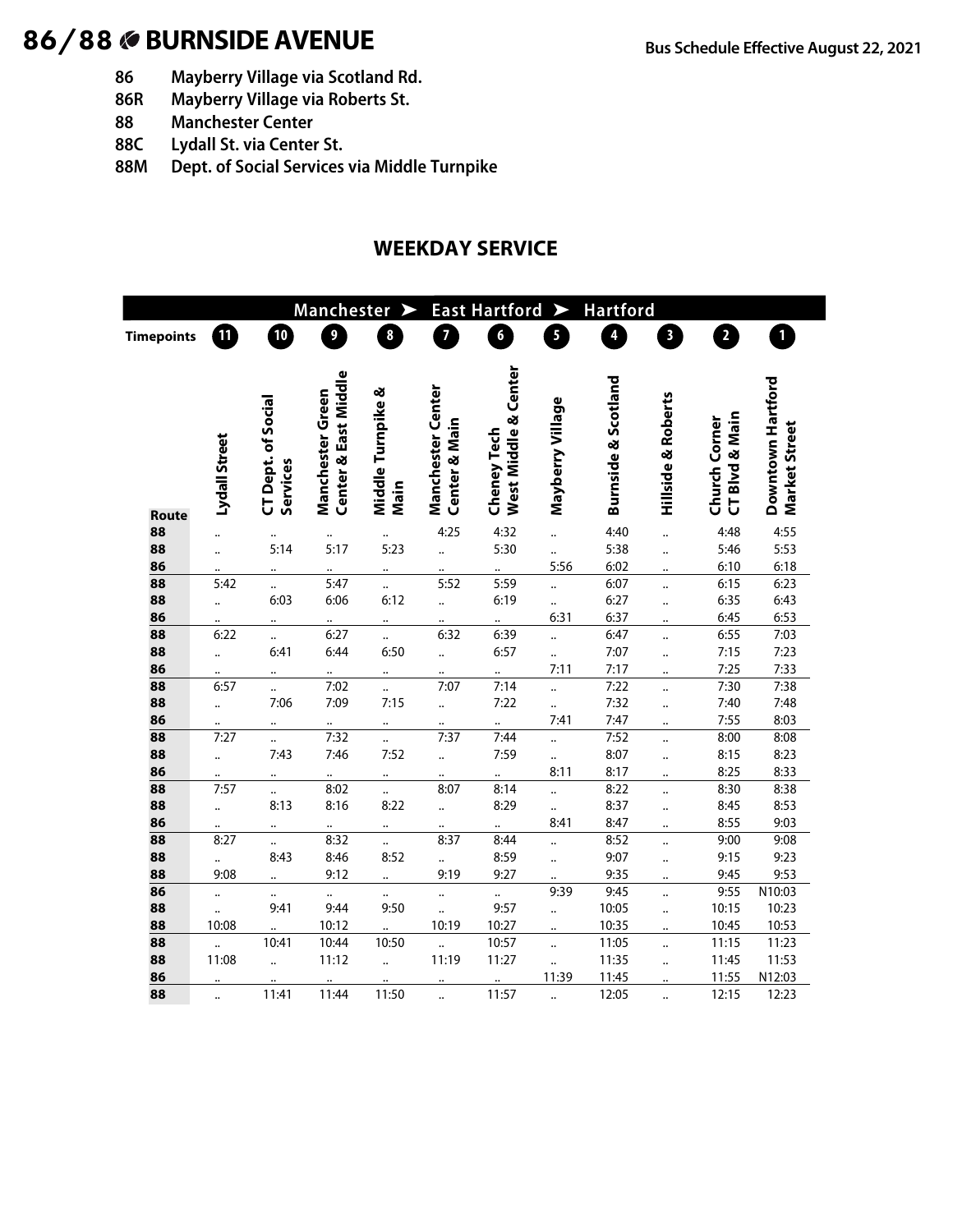# 86/88 BURNSIDE AVENUE

**Bus Schedule Effective August 22, 2021**

| | |
|---|---|
| **86** | **Mayberry Village via Scotland Rd.** |
| **86R** | **Mayberry Village via Roberts St.** |
| **88** | **Manchester Center** |
| **88C** | **Lydall St. via Center St.** |
| **88M** | **Dept. of Social Services via Middle Turnpike** |

## WEEKDAY SERVICE

| Manchester ➤ East Hartford ➤ Hartford | | | | | | | | | | | |
|---|---|---|---|---|---|---|---|---|---|---|---|
| **Timepoints** | 11 | 10 | 9 | 8 | 7 | 6 | 5 | 4 | 3 | 2 | 1 |
| **Route** | Lydall Street | CT Dept. of Social Services | Manchester Green Center & East Middle | Middle Turnpike & Main | Manchester Center Center & Main | Cheney Tech West Middle & Center | Mayberry Village | Burnside & Scotland | Hillside & Roberts | Church Corner CT Blvd & Main | Downtown Hartford Market Street |
| 88 | .. | .. | .. | .. | 4:25 | 4:32 | .. | 4:40 | .. | 4:48 | 4:55 |
| 88 | .. | 5:14 | 5:17 | 5:23 | .. | 5:30 | .. | 5:38 | .. | 5:46 | 5:53 |
| 86 | .. | .. | .. | .. | .. | .. | 5:56 | 6:02 | .. | 6:10 | 6:18 |
| 88 | 5:42 | .. | 5:47 | .. | 5:52 | 5:59 | .. | 6:07 | .. | 6:15 | 6:23 |
| 88 | .. | 6:03 | 6:06 | 6:12 | .. | 6:19 | .. | 6:27 | .. | 6:35 | 6:43 |
| 86 | .. | .. | .. | .. | .. | .. | 6:31 | 6:37 | .. | 6:45 | 6:53 |
| 88 | 6:22 | .. | 6:27 | .. | 6:32 | 6:39 | .. | 6:47 | .. | 6:55 | 7:03 |
| 88 | .. | 6:41 | 6:44 | 6:50 | .. | 6:57 | .. | 7:07 | .. | 7:15 | 7:23 |
| 86 | .. | .. | .. | .. | .. | .. | 7:11 | 7:17 | .. | 7:25 | 7:33 |
| 88 | 6:57 | .. | 7:02 | .. | 7:07 | 7:14 | .. | 7:22 | .. | 7:30 | 7:38 |
| 88 | .. | 7:06 | 7:09 | 7:15 | .. | 7:22 | .. | 7:32 | .. | 7:40 | 7:48 |
| 86 | .. | .. | .. | .. | .. | .. | 7:41 | 7:47 | .. | 7:55 | 8:03 |
| 88 | 7:27 | .. | 7:32 | .. | 7:37 | 7:44 | .. | 7:52 | .. | 8:00 | 8:08 |
| 88 | .. | 7:43 | 7:46 | 7:52 | .. | 7:59 | .. | 8:07 | .. | 8:15 | 8:23 |
| 86 | .. | .. | .. | .. | .. | .. | 8:11 | 8:17 | .. | 8:25 | 8:33 |
| 88 | 7:57 | .. | 8:02 | .. | 8:07 | 8:14 | .. | 8:22 | .. | 8:30 | 8:38 |
| 88 | .. | 8:13 | 8:16 | 8:22 | .. | 8:29 | .. | 8:37 | .. | 8:45 | 8:53 |
| 86 | .. | .. | .. | .. | .. | .. | 8:41 | 8:47 | .. | 8:55 | 9:03 |
| 88 | 8:27 | .. | 8:32 | .. | 8:37 | 8:44 | .. | 8:52 | .. | 9:00 | 9:08 |
| 88 | .. | 8:43 | 8:46 | 8:52 | .. | 8:59 | .. | 9:07 | .. | 9:15 | 9:23 |
| 88 | 9:08 | .. | 9:12 | .. | 9:19 | 9:27 | .. | 9:35 | .. | 9:45 | 9:53 |
| 86 | .. | .. | .. | .. | .. | .. | 9:39 | 9:45 | .. | 9:55 | N10:03 |
| 88 | .. | 9:41 | 9:44 | 9:50 | .. | 9:57 | .. | 10:05 | .. | 10:15 | 10:23 |
| 88 | 10:08 | .. | 10:12 | .. | 10:19 | 10:27 | .. | 10:35 | .. | 10:45 | 10:53 |
| 88 | .. | 10:41 | 10:44 | 10:50 | .. | 10:57 | .. | 11:05 | .. | 11:15 | 11:23 |
| 88 | 11:08 | .. | 11:12 | .. | 11:19 | 11:27 | .. | 11:35 | .. | 11:45 | 11:53 |
| 86 | .. | .. | .. | .. | .. | .. | 11:39 | 11:45 | .. | 11:55 | N12:03 |
| 88 | .. | 11:41 | 11:44 | 11:50 | .. | 11:57 | .. | 12:05 | .. | 12:15 | 12:23 |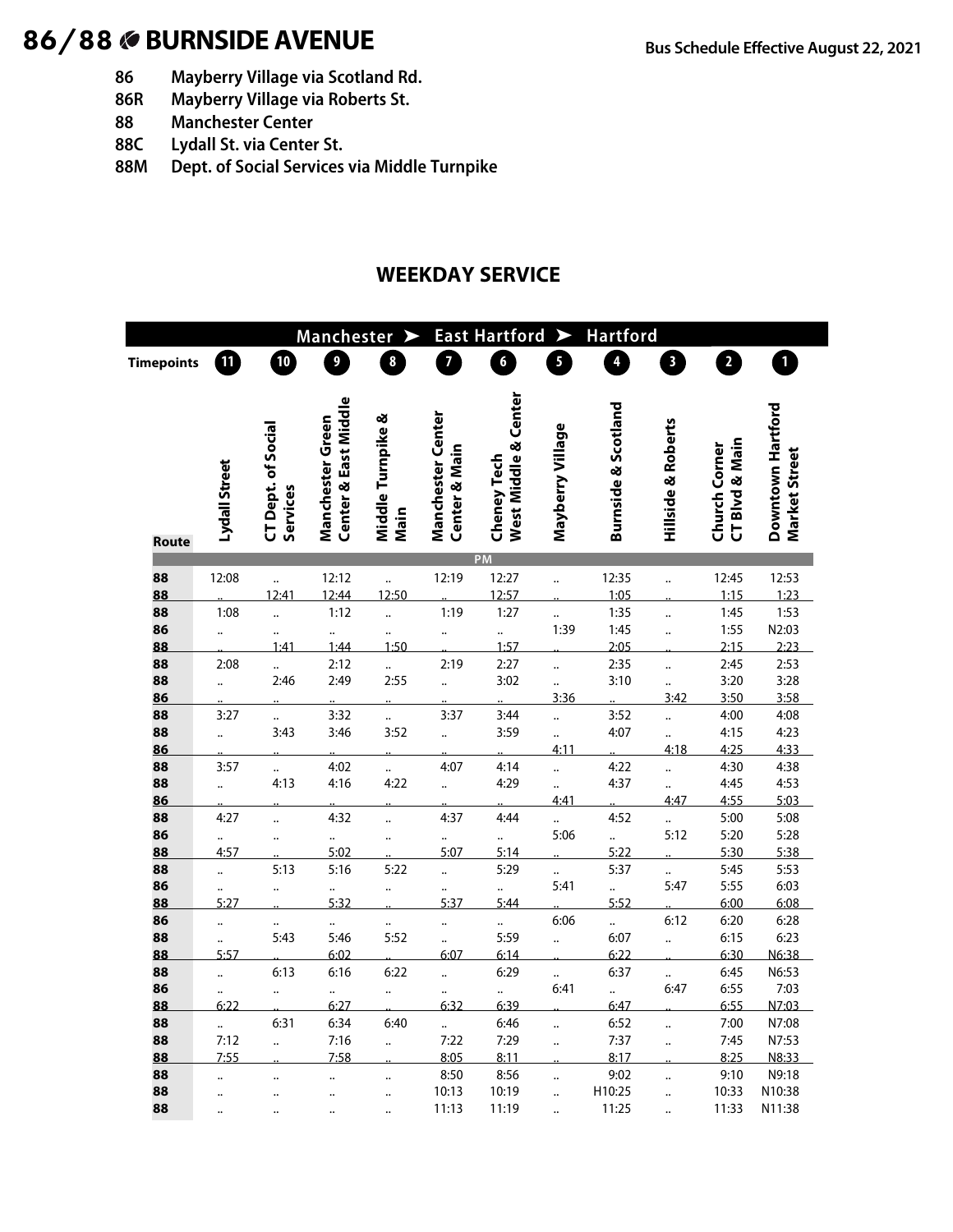# 86/88 BURNSIDE AVENUE

**Bus Schedule Effective August 22, 2021**

- **86** Mayberry Village via Scotland Rd.
- **86R** Mayberry Village via Roberts St.
- **88** Manchester Center
- **88C** Lydall St. via Center St.
- **88M** Dept. of Social Services via Middle Turnpike

## WEEKDAY SERVICE

**Manchester ➤ East Hartford ➤ Hartford**

| Route | Lydall Street (11) | CT Dept. of Social Services (10) | Manchester Green Center & East Middle (9) | Middle Turnpike & Main (8) | Manchester Center Center & Main (7) | Cheney Tech West Middle & Center (6) | Mayberry Village (5) | Burnside & Scotland (4) | Hillside & Roberts (3) | Church Corner CT Blvd & Main (2) | Downtown Hartford Market Street (1) |
|---|---|---|---|---|---|---|---|---|---|---|---|
| | | | | | | PM | | | | | |
| 88 | 12:08 | .. | 12:12 | .. | 12:19 | 12:27 | .. | 12:35 | .. | 12:45 | 12:53 |
| 88 | .. | 12:41 | 12:44 | 12:50 | .. | 12:57 | .. | 1:05 | .. | 1:15 | 1:23 |
| 88 | 1:08 | .. | 1:12 | .. | 1:19 | 1:27 | .. | 1:35 | .. | 1:45 | 1:53 |
| 86 | .. | .. | .. | .. | .. | .. | 1:39 | 1:45 | .. | 1:55 | N2:03 |
| 88 | .. | 1:41 | 1:44 | 1:50 | .. | 1:57 | .. | 2:05 | .. | 2:15 | 2:23 |
| 88 | 2:08 | .. | 2:12 | .. | 2:19 | 2:27 | .. | 2:35 | .. | 2:45 | 2:53 |
| 88 | .. | 2:46 | 2:49 | 2:55 | .. | 3:02 | .. | 3:10 | .. | 3:20 | 3:28 |
| 86 | .. | .. | .. | .. | .. | .. | 3:36 | .. | 3:42 | 3:50 | 3:58 |
| 88 | 3:27 | .. | 3:32 | .. | 3:37 | 3:44 | .. | 3:52 | .. | 4:00 | 4:08 |
| 88 | .. | 3:43 | 3:46 | 3:52 | .. | 3:59 | .. | 4:07 | .. | 4:15 | 4:23 |
| 86 | .. | .. | .. | .. | .. | .. | 4:11 | .. | 4:18 | 4:25 | 4:33 |
| 88 | 3:57 | .. | 4:02 | .. | 4:07 | 4:14 | .. | 4:22 | .. | 4:30 | 4:38 |
| 88 | .. | 4:13 | 4:16 | 4:22 | .. | 4:29 | .. | 4:37 | .. | 4:45 | 4:53 |
| 86 | .. | .. | .. | .. | .. | .. | 4:41 | .. | 4:47 | 4:55 | 5:03 |
| 88 | 4:27 | .. | 4:32 | .. | 4:37 | 4:44 | .. | 4:52 | .. | 5:00 | 5:08 |
| 86 | .. | .. | .. | .. | .. | .. | 5:06 | .. | 5:12 | 5:20 | 5:28 |
| 88 | 4:57 | .. | 5:02 | .. | 5:07 | 5:14 | .. | 5:22 | .. | 5:30 | 5:38 |
| 88 | .. | 5:13 | 5:16 | 5:22 | .. | 5:29 | .. | 5:37 | .. | 5:45 | 5:53 |
| 86 | .. | .. | .. | .. | .. | .. | 5:41 | .. | 5:47 | 5:55 | 6:03 |
| 88 | 5:27 | .. | 5:32 | .. | 5:37 | 5:44 | .. | 5:52 | .. | 6:00 | 6:08 |
| 86 | .. | .. | .. | .. | .. | .. | 6:06 | .. | 6:12 | 6:20 | 6:28 |
| 88 | .. | 5:43 | 5:46 | 5:52 | .. | 5:59 | .. | 6:07 | .. | 6:15 | 6:23 |
| 88 | 5:57 | .. | 6:02 | .. | 6:07 | 6:14 | .. | 6:22 | .. | 6:30 | N6:38 |
| 88 | .. | 6:13 | 6:16 | 6:22 | .. | 6:29 | .. | 6:37 | .. | 6:45 | N6:53 |
| 86 | .. | .. | .. | .. | .. | .. | 6:41 | .. | 6:47 | 6:55 | 7:03 |
| 88 | 6:22 | .. | 6:27 | .. | 6:32 | 6:39 | .. | 6:47 | .. | 6:55 | N7:03 |
| 88 | .. | 6:31 | 6:34 | 6:40 | .. | 6:46 | .. | 6:52 | .. | 7:00 | N7:08 |
| 88 | 7:12 | .. | 7:16 | .. | 7:22 | 7:29 | .. | 7:37 | .. | 7:45 | N7:53 |
| 88 | 7:55 | .. | 7:58 | .. | 8:05 | 8:11 | .. | 8:17 | .. | 8:25 | N8:33 |
| 88 | .. | .. | .. | .. | 8:50 | 8:56 | .. | 9:02 | .. | 9:10 | N9:18 |
| 88 | .. | .. | .. | .. | 10:13 | 10:19 | .. | H10:25 | .. | 10:33 | N10:38 |
| 88 | .. | .. | .. | .. | 11:13 | 11:19 | .. | 11:25 | .. | 11:33 | N11:38 |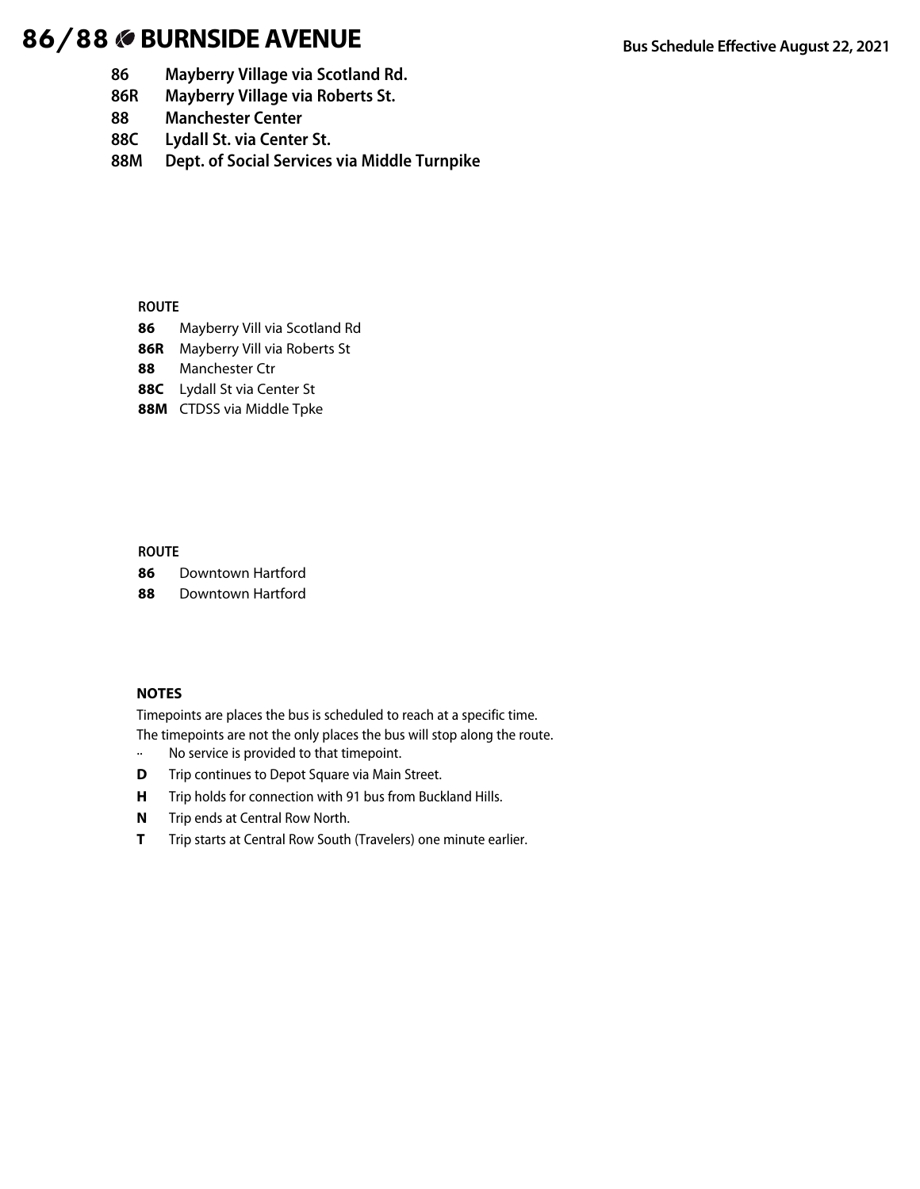# 86/88 BURNSIDE AVENUE

**Bus Schedule Effective August 22, 2021**

| | |
|---|---|
| **86** | **Mayberry Village via Scotland Rd.** |
| **86R** | **Mayberry Village via Roberts St.** |
| **88** | **Manchester Center** |
| **88C** | **Lydall St. via Center St.** |
| **88M** | **Dept. of Social Services via Middle Turnpike** |

| **ROUTE** | |
|---|---|
| **86** | Mayberry Vill via Scotland Rd |
| **86R** | Mayberry Vill via Roberts St |
| **88** | Manchester Ctr |
| **88C** | Lydall St via Center St |
| **88M** | CTDSS via Middle Tpke |

| **ROUTE** | |
|---|---|
| **86** | Downtown Hartford |
| **88** | Downtown Hartford |

**NOTES**

Timepoints are places the bus is scheduled to reach at a specific time.
The timepoints are not the only places the bus will stop along the route.

| | |
|---|---|
| ·· | No service is provided to that timepoint. |
| **D** | Trip continues to Depot Square via Main Street. |
| **H** | Trip holds for connection with 91 bus from Buckland Hills. |
| **N** | Trip ends at Central Row North. |
| **T** | Trip starts at Central Row South (Travelers) one minute earlier. |